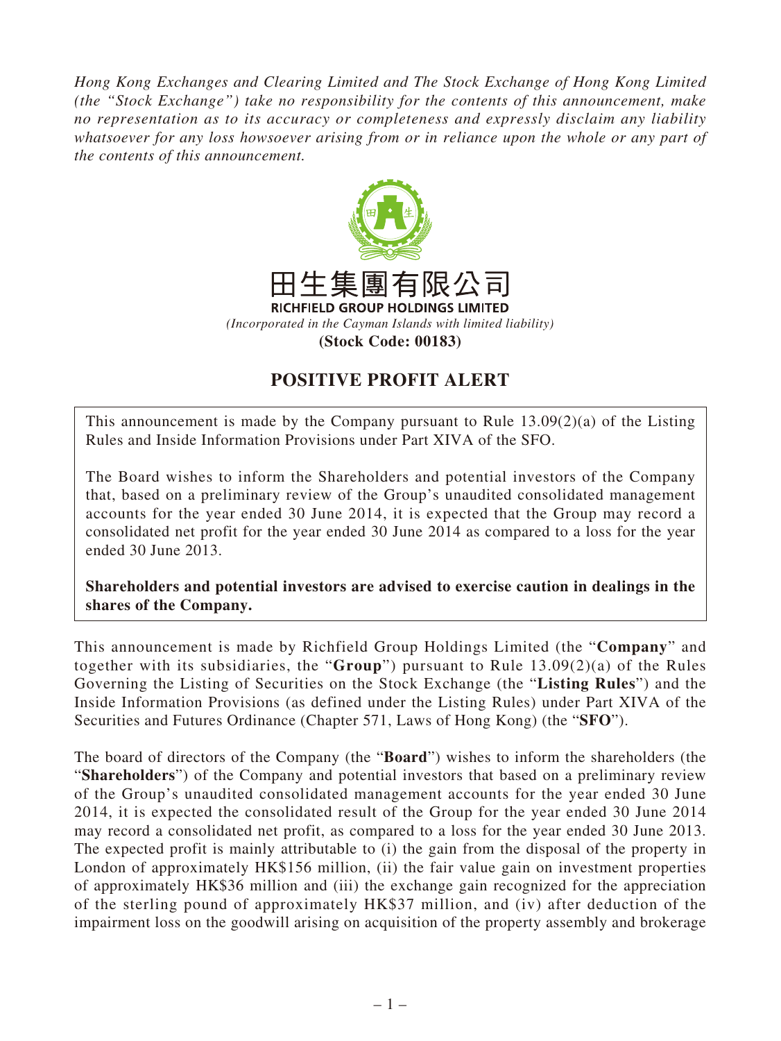*Hong Kong Exchanges and Clearing Limited and The Stock Exchange of Hong Kong Limited (the "Stock Exchange") take no responsibility for the contents of this announcement, make no representation as to its accuracy or completeness and expressly disclaim any liability whatsoever for any loss howsoever arising from or in reliance upon the whole or any part of the contents of this announcement.*

田生集團有限公司

**RICHFIELD GROUP HOLDINGS LIMITED**

*(Incorporated in the Cayman Islands with limited liability)*

**(Stock Code: 00183)**

# POSITIVE PROFIT ALERT

This announcement is made by the Company pursuant to Rule 13.09(2)(a) of the Listing Rules and Inside Information Provisions under Part XIVA of the SFO.

The Board wishes to inform the Shareholders and potential investors of the Company that, based on a preliminary review of the Group's unaudited consolidated management accounts for the year ended 30 June 2014, it is expected that the Group may record a consolidated net profit for the year ended 30 June 2014 as compared to a loss for the year ended 30 June 2013.

**Shareholders and potential investors are advised to exercise caution in dealings in the shares of the Company.**

This announcement is made by Richfield Group Holdings Limited (the "**Company**" and together with its subsidiaries, the "**Group**") pursuant to Rule 13.09(2)(a) of the Rules Governing the Listing of Securities on the Stock Exchange (the "**Listing Rules**") and the Inside Information Provisions (as defined under the Listing Rules) under Part XIVA of the Securities and Futures Ordinance (Chapter 571, Laws of Hong Kong) (the "**SFO**").

The board of directors of the Company (the "**Board**") wishes to inform the shareholders (the "**Shareholders**") of the Company and potential investors that based on a preliminary review of the Group's unaudited consolidated management accounts for the year ended 30 June 2014, it is expected the consolidated result of the Group for the year ended 30 June 2014 may record a consolidated net profit, as compared to a loss for the year ended 30 June 2013. The expected profit is mainly attributable to (i) the gain from the disposal of the property in London of approximately HK$156 million, (ii) the fair value gain on investment properties of approximately HK$36 million and (iii) the exchange gain recognized for the appreciation of the sterling pound of approximately HK$37 million, and (iv) after deduction of the impairment loss on the goodwill arising on acquisition of the property assembly and brokerage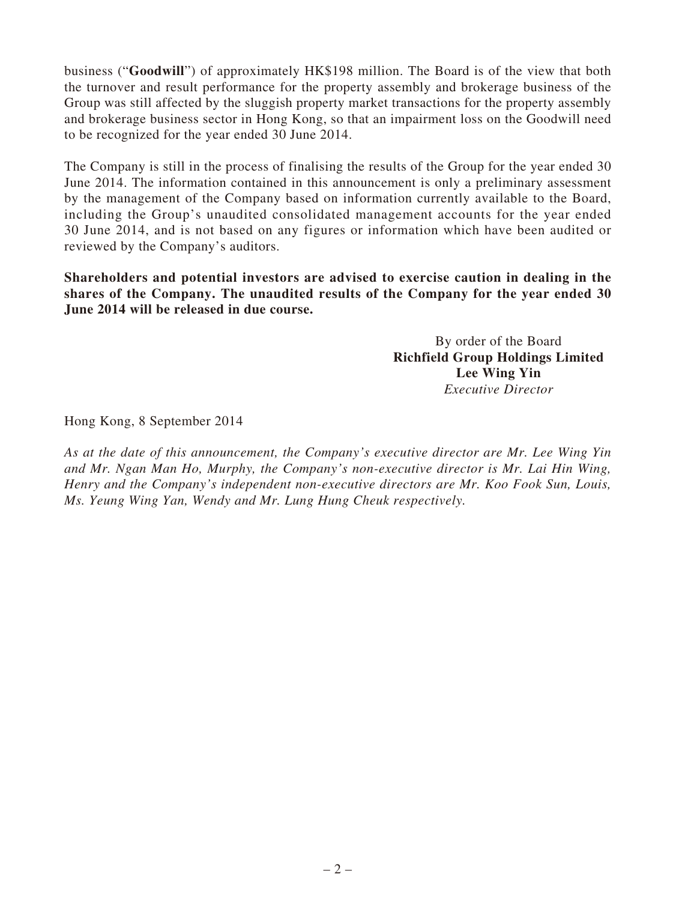business ("**Goodwill**") of approximately HK$198 million. The Board is of the view that both the turnover and result performance for the property assembly and brokerage business of the Group was still affected by the sluggish property market transactions for the property assembly and brokerage business sector in Hong Kong, so that an impairment loss on the Goodwill need to be recognized for the year ended 30 June 2014.

The Company is still in the process of finalising the results of the Group for the year ended 30 June 2014. The information contained in this announcement is only a preliminary assessment by the management of the Company based on information currently available to the Board, including the Group's unaudited consolidated management accounts for the year ended 30 June 2014, and is not based on any figures or information which have been audited or reviewed by the Company's auditors.

**Shareholders and potential investors are advised to exercise caution in dealing in the shares of the Company. The unaudited results of the Company for the year ended 30 June 2014 will be released in due course.**

By order of the Board
**Richfield Group Holdings Limited**
**Lee Wing Yin**
*Executive Director*

Hong Kong, 8 September 2014

*As at the date of this announcement, the Company's executive director are Mr. Lee Wing Yin and Mr. Ngan Man Ho, Murphy, the Company's non-executive director is Mr. Lai Hin Wing, Henry and the Company's independent non-executive directors are Mr. Koo Fook Sun, Louis, Ms. Yeung Wing Yan, Wendy and Mr. Lung Hung Cheuk respectively.*